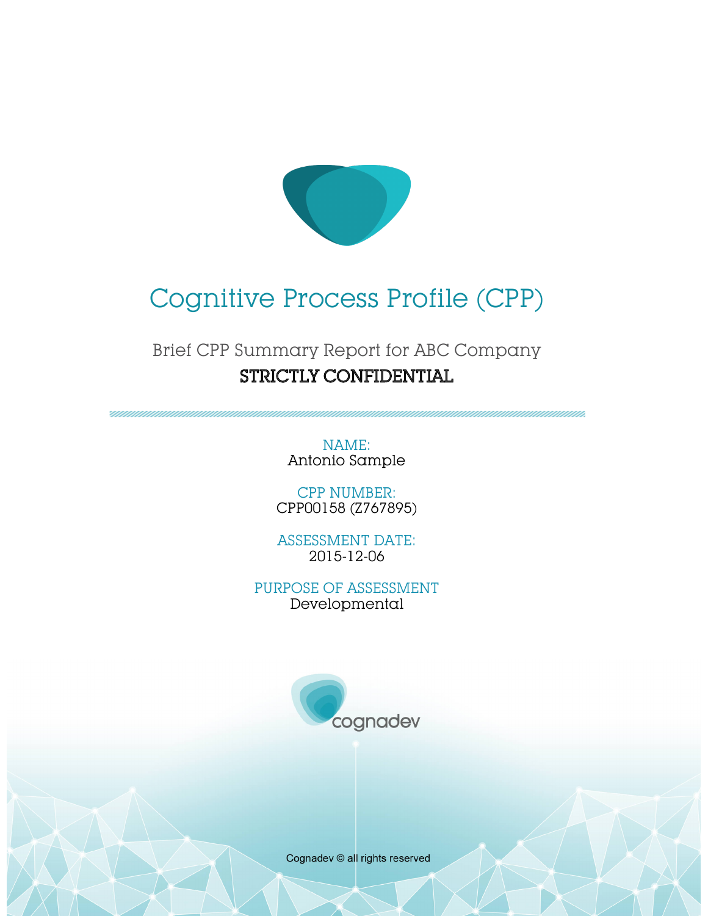# Cognitive Process Profile (CPP)

## Brief CPP Summary Report for ABC Company

**STRICTLY CONFIDENTIAL**

NAME:
Antonio Sample

CPP NUMBER:
CPP00158 (Z767895)

ASSESSMENT DATE:
2015-12-06

PURPOSE OF ASSESSMENT
Developmental

cognadev

Cognadev © all rights reserved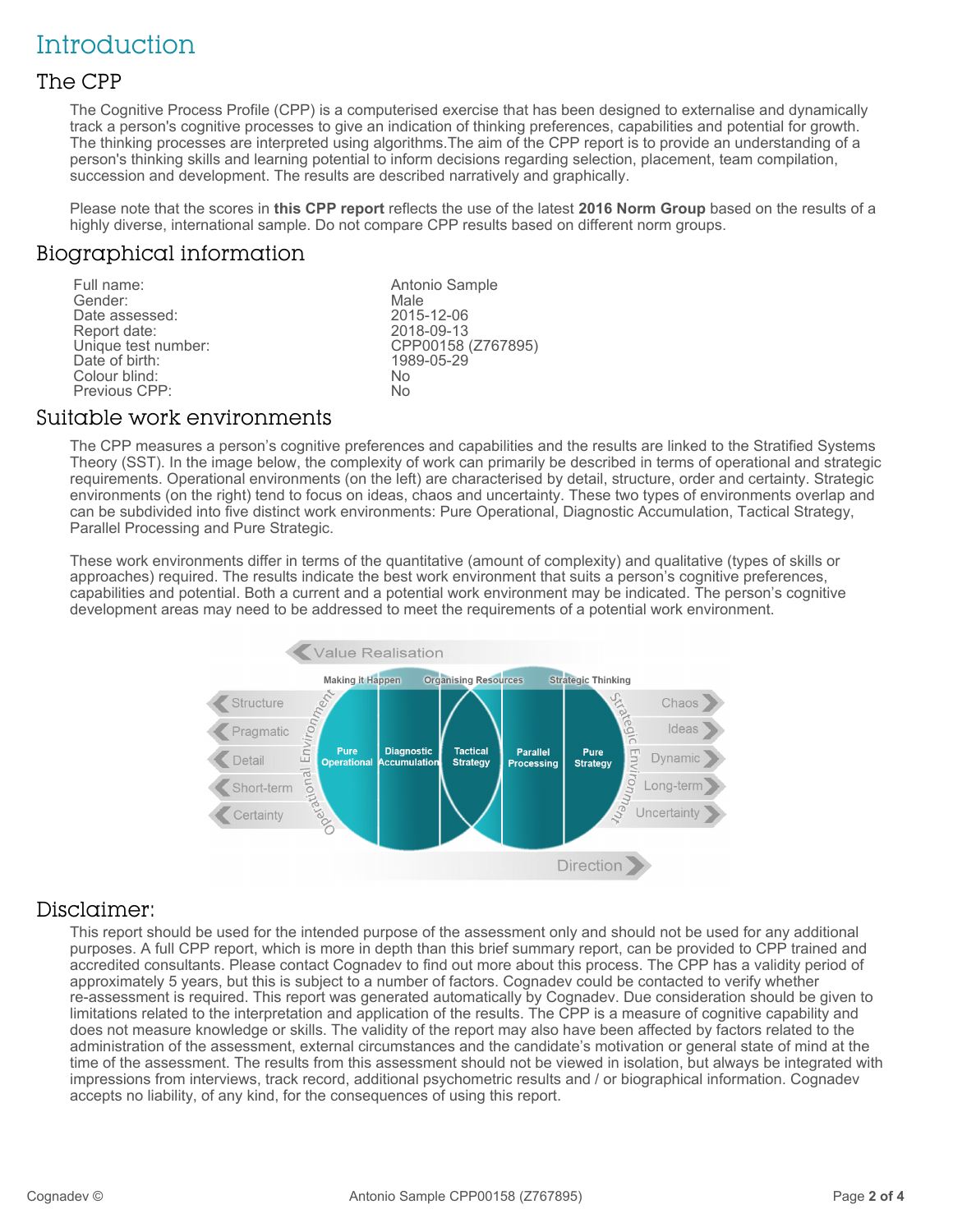# Introduction

## The CPP

The Cognitive Process Profile (CPP) is a computerised exercise that has been designed to externalise and dynamically track a person's cognitive processes to give an indication of thinking preferences, capabilities and potential for growth. The thinking processes are interpreted using algorithms.The aim of the CPP report is to provide an understanding of a person's thinking skills and learning potential to inform decisions regarding selection, placement, team compilation, succession and development. The results are described narratively and graphically.

Please note that the scores in **this CPP report** reflects the use of the latest **2016 Norm Group** based on the results of a highly diverse, international sample. Do not compare CPP results based on different norm groups.

## Biographical information

| | |
|---|---|
| Full name: | Antonio Sample |
| Gender: | Male |
| Date assessed: | 2015-12-06 |
| Report date: | 2018-09-13 |
| Unique test number: | CPP00158 (Z767895) |
| Date of birth: | 1989-05-29 |
| Colour blind: | No |
| Previous CPP: | No |

## Suitable work environments

The CPP measures a person's cognitive preferences and capabilities and the results are linked to the Stratified Systems Theory (SST). In the image below, the complexity of work can primarily be described in terms of operational and strategic requirements. Operational environments (on the left) are characterised by detail, structure, order and certainty. Strategic environments (on the right) tend to focus on ideas, chaos and uncertainty. These two types of environments overlap and can be subdivided into five distinct work environments: Pure Operational, Diagnostic Accumulation, Tactical Strategy, Parallel Processing and Pure Strategic.

These work environments differ in terms of the quantitative (amount of complexity) and qualitative (types of skills or approaches) required. The results indicate the best work environment that suits a person's cognitive preferences, capabilities and potential. Both a current and a potential work environment may be indicated. The person's cognitive development areas may need to be addressed to meet the requirements of a potential work environment.

Value Realisation

Making it Happen | Organising Resources | Strategic Thinking

Structure, Pragmatic, Detail, Short-term, Certainty — Operational Environment

Pure Operational | Diagnostic Accumulation | Tactical Strategy | Parallel Processing | Pure Strategy

Strategic Environment — Chaos, Ideas, Dynamic, Long-term, Uncertainty

Direction

## Disclaimer:

This report should be used for the intended purpose of the assessment only and should not be used for any additional purposes. A full CPP report, which is more in depth than this brief summary report, can be provided to CPP trained and accredited consultants. Please contact Cognadev to find out more about this process. The CPP has a validity period of approximately 5 years, but this is subject to a number of factors. Cognadev could be contacted to verify whether re-assessment is required. This report was generated automatically by Cognadev. Due consideration should be given to limitations related to the interpretation and application of the results. The CPP is a measure of cognitive capability and does not measure knowledge or skills. The validity of the report may also have been affected by factors related to the administration of the assessment, external circumstances and the candidate's motivation or general state of mind at the time of the assessment. The results from this assessment should not be viewed in isolation, but always be integrated with impressions from interviews, track record, additional psychometric results and / or biographical information. Cognadev accepts no liability, of any kind, for the consequences of using this report.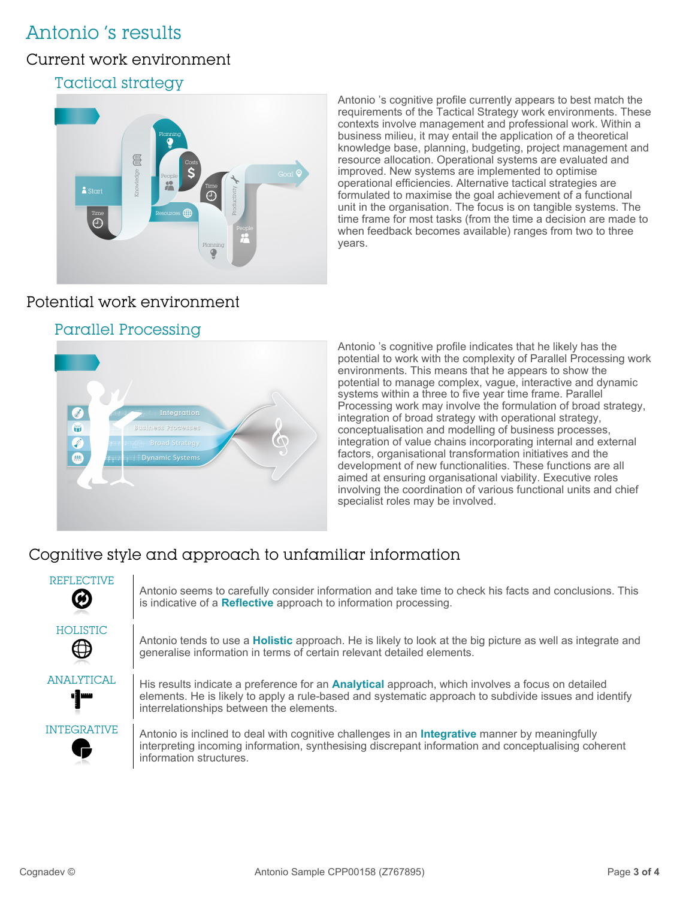# Antonio 's results

## Current work environment

### Tactical strategy

Antonio 's cognitive profile currently appears to best match the requirements of the Tactical Strategy work environments. These contexts involve management and professional work. Within a business milieu, it may entail the application of a theoretical knowledge base, planning, budgeting, project management and resource allocation. Operational systems are evaluated and improved. New systems are implemented to optimise operational efficiencies. Alternative tactical strategies are formulated to maximise the goal achievement of a functional unit in the organisation. The focus is on tangible systems. The time frame for most tasks (from the time a decision are made to when feedback becomes available) ranges from two to three years.

## Potential work environment

### Parallel Processing

Antonio 's cognitive profile indicates that he likely has the potential to work with the complexity of Parallel Processing work environments. This means that he appears to show the potential to manage complex, vague, interactive and dynamic systems within a three to five year time frame. Parallel Processing work may involve the formulation of broad strategy, integration of broad strategy with operational strategy, conceptualisation and modelling of business processes, integration of value chains incorporating internal and external factors, organisational transformation initiatives and the development of new functionalities. These functions are all aimed at ensuring organisational viability. Executive roles involving the coordination of various functional units and chief specialist roles may be involved.

## Cognitive style and approach to unfamiliar information

**REFLECTIVE**

Antonio seems to carefully consider information and take time to check his facts and conclusions. This is indicative of a **Reflective** approach to information processing.

**HOLISTIC**

Antonio tends to use a **Holistic** approach. He is likely to look at the big picture as well as integrate and generalise information in terms of certain relevant detailed elements.

**ANALYTICAL**

His results indicate a preference for an **Analytical** approach, which involves a focus on detailed elements. He is likely to apply a rule-based and systematic approach to subdivide issues and identify interrelationships between the elements.

**INTEGRATIVE**

Antonio is inclined to deal with cognitive challenges in an **Integrative** manner by meaningfully interpreting incoming information, synthesising discrepant information and conceptualising coherent information structures.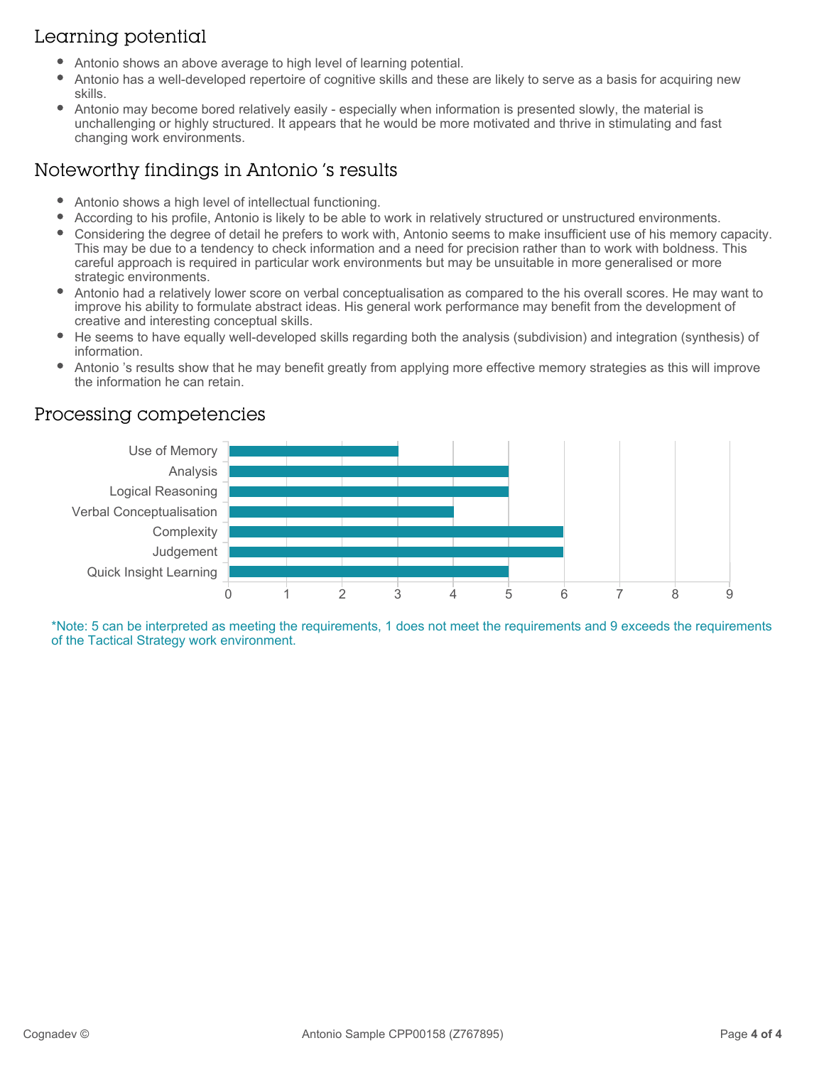## Learning potential

- Antonio shows an above average to high level of learning potential.
- Antonio has a well-developed repertoire of cognitive skills and these are likely to serve as a basis for acquiring new skills.
- Antonio may become bored relatively easily - especially when information is presented slowly, the material is unchallenging or highly structured. It appears that he would be more motivated and thrive in stimulating and fast changing work environments.

## Noteworthy findings in Antonio 's results

- Antonio shows a high level of intellectual functioning.
- According to his profile, Antonio is likely to be able to work in relatively structured or unstructured environments.
- Considering the degree of detail he prefers to work with, Antonio seems to make insufficient use of his memory capacity. This may be due to a tendency to check information and a need for precision rather than to work with boldness. This careful approach is required in particular work environments but may be unsuitable in more generalised or more strategic environments.
- Antonio had a relatively lower score on verbal conceptualisation as compared to the his overall scores. He may want to improve his ability to formulate abstract ideas. His general work performance may benefit from the development of creative and interesting conceptual skills.
- He seems to have equally well-developed skills regarding both the analysis (subdivision) and integration (synthesis) of information.
- Antonio 's results show that he may benefit greatly from applying more effective memory strategies as this will improve the information he can retain.

## Processing competencies

Use of Memory
Analysis
Logical Reasoning
Verbal Conceptualisation
Complexity
Judgement
Quick Insight Learning

0 1 2 3 4 5 6 7 8 9

*Note: 5 can be interpreted as meeting the requirements, 1 does not meet the requirements and 9 exceeds the requirements of the Tactical Strategy work environment.